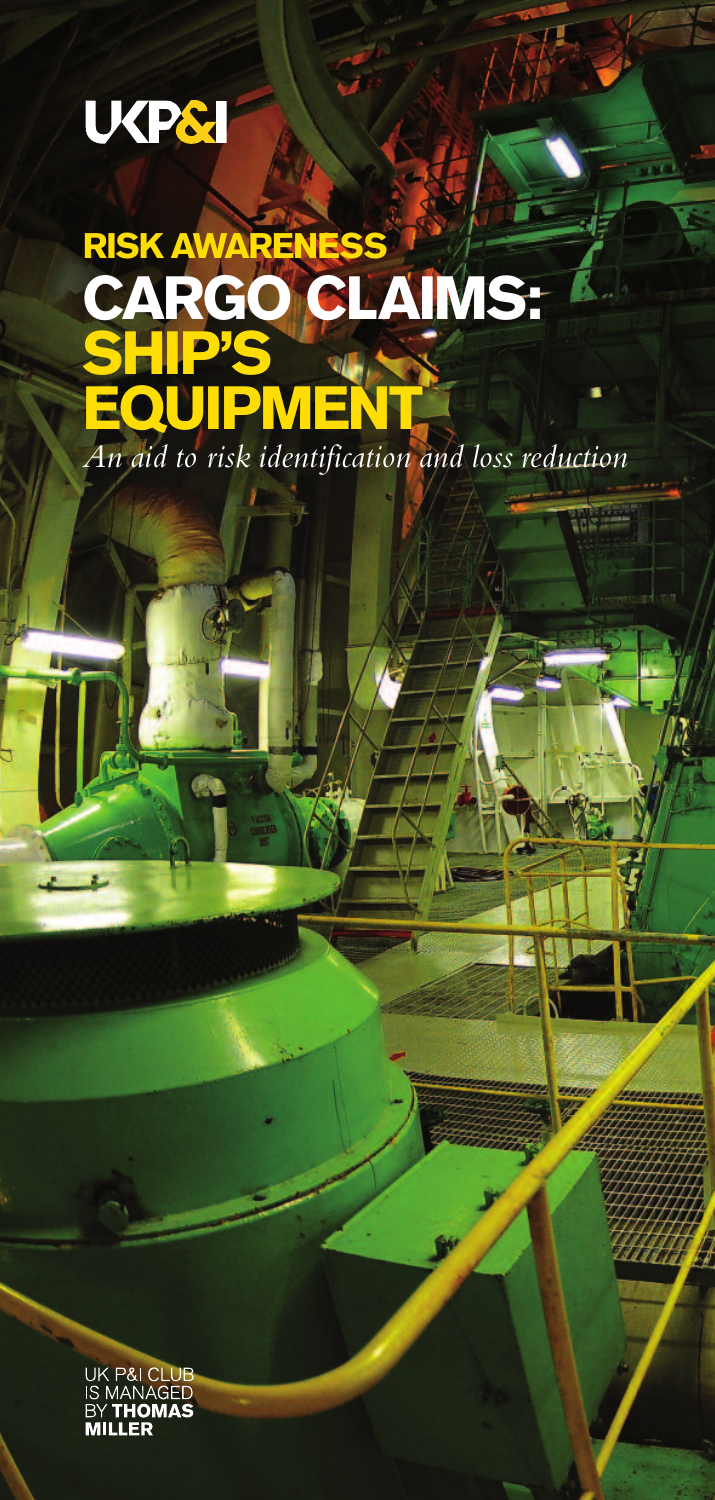UKP&I

# RISK AWARENESS

# CARGO CLAIMS: SHIP'S EQUIPMENT

*An aid to risk identification and loss reduction*

UK P&I CLUB IS MANAGED BY **THOMAS MILLER**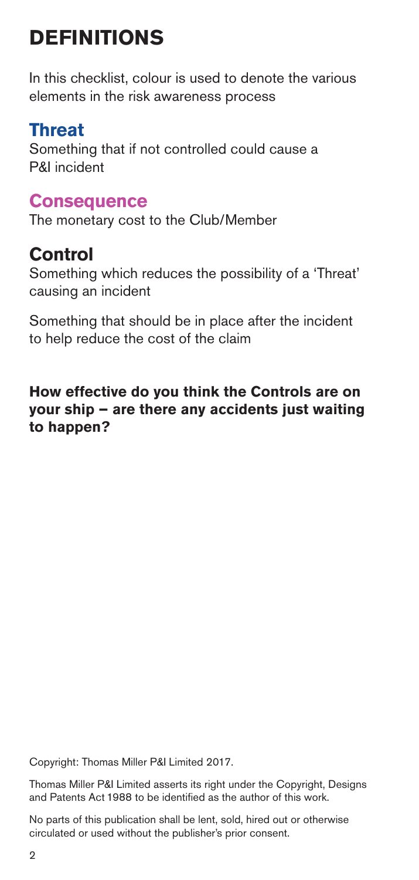# DEFINITIONS

In this checklist, colour is used to denote the various elements in the risk awareness process

## Threat

Something that if not controlled could cause a P&I incident

## Consequence

The monetary cost to the Club/Member

## Control

Something which reduces the possibility of a 'Threat' causing an incident

Something that should be in place after the incident to help reduce the cost of the claim

**How effective do you think the Controls are on your ship – are there any accidents just waiting to happen?**

Copyright: Thomas Miller P&I Limited 2017.

Thomas Miller P&I Limited asserts its right under the Copyright, Designs and Patents Act 1988 to be identified as the author of this work.

No parts of this publication shall be lent, sold, hired out or otherwise circulated or used without the publisher's prior consent.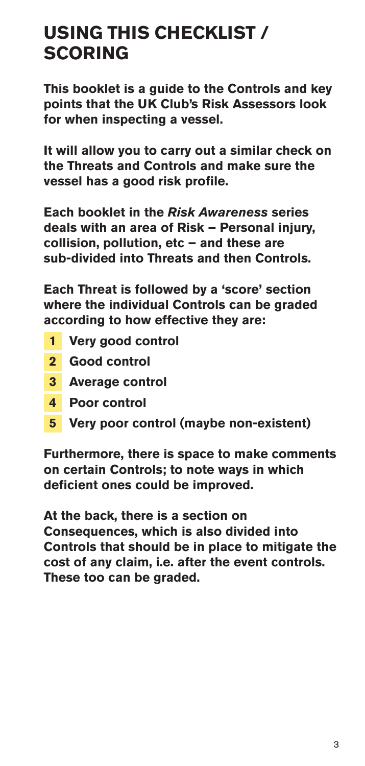# USING THIS CHECKLIST / SCORING

**This booklet is a guide to the Controls and key points that the UK Club's Risk Assessors look for when inspecting a vessel.**

**It will allow you to carry out a similar check on the Threats and Controls and make sure the vessel has a good risk profile.**

**Each booklet in the *Risk Awareness* series deals with an area of Risk – Personal injury, collision, pollution, etc – and these are sub-divided into Threats and then Controls.**

**Each Threat is followed by a 'score' section where the individual Controls can be graded according to how effective they are:**

- **1** **Very good control**
- **2** **Good control**
- **3** **Average control**
- **4** **Poor control**
- **5** **Very poor control (maybe non-existent)**

**Furthermore, there is space to make comments on certain Controls; to note ways in which deficient ones could be improved.**

**At the back, there is a section on Consequences, which is also divided into Controls that should be in place to mitigate the cost of any claim, i.e. after the event controls. These too can be graded.**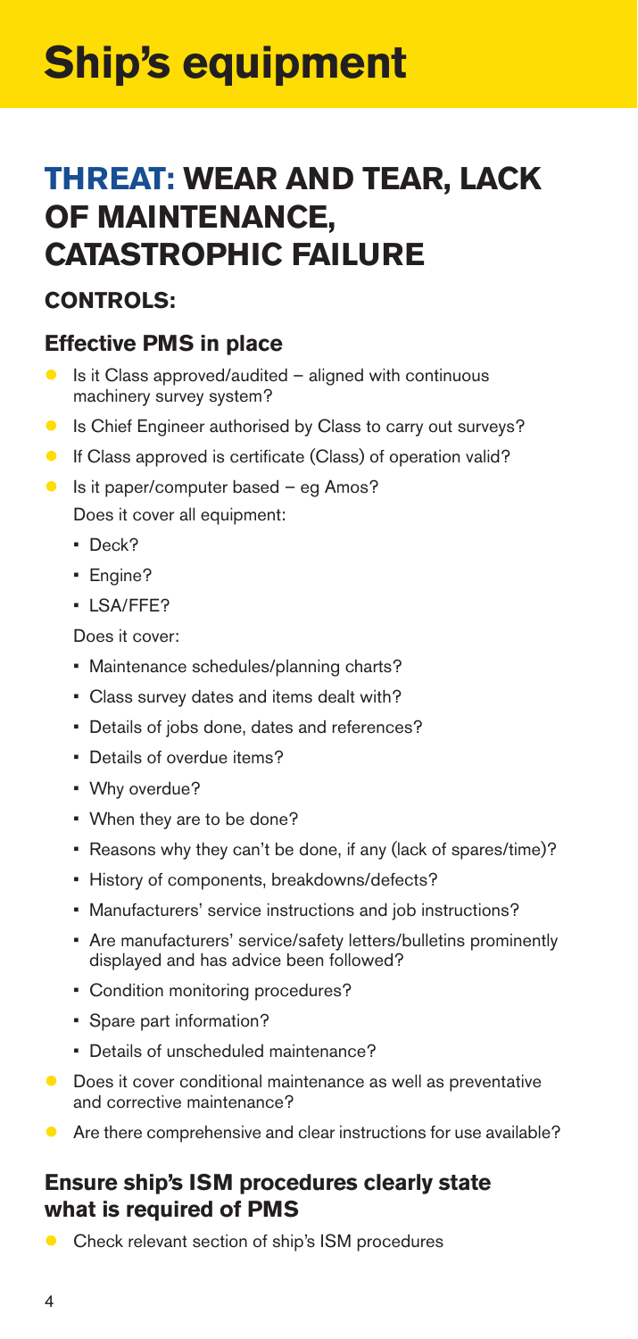# Ship's equipment

## THREAT: WEAR AND TEAR, LACK OF MAINTENANCE, CATASTROPHIC FAILURE

### CONTROLS:

#### Effective PMS in place

- Is it Class approved/audited – aligned with continuous machinery survey system?
- Is Chief Engineer authorised by Class to carry out surveys?
- If Class approved is certificate (Class) of operation valid?
- Is it paper/computer based – eg Amos?

  Does it cover all equipment:

  - Deck?
  - Engine?
  - LSA/FFE?

  Does it cover:

  - Maintenance schedules/planning charts?
  - Class survey dates and items dealt with?
  - Details of jobs done, dates and references?
  - Details of overdue items?
  - Why overdue?
  - When they are to be done?
  - Reasons why they can't be done, if any (lack of spares/time)?
  - History of components, breakdowns/defects?
  - Manufacturers' service instructions and job instructions?
  - Are manufacturers' service/safety letters/bulletins prominently displayed and has advice been followed?
  - Condition monitoring procedures?
  - Spare part information?
  - Details of unscheduled maintenance?
- Does it cover conditional maintenance as well as preventative and corrective maintenance?
- Are there comprehensive and clear instructions for use available?

#### Ensure ship's ISM procedures clearly state what is required of PMS

- Check relevant section of ship's ISM procedures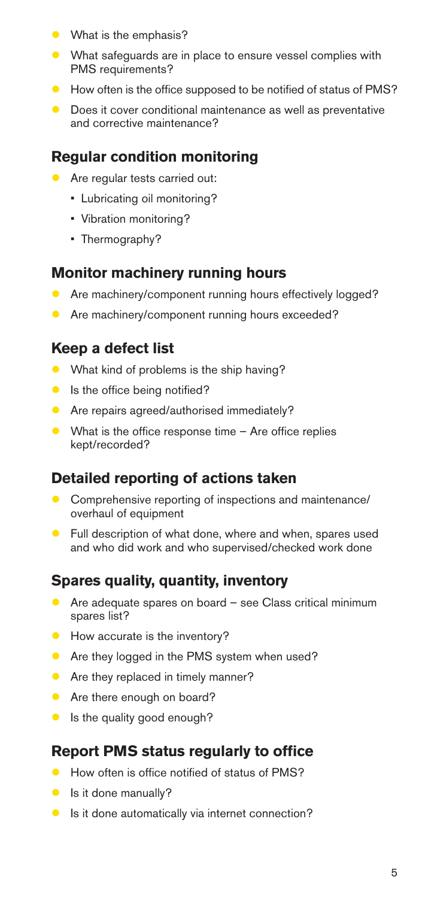- What is the emphasis?
- What safeguards are in place to ensure vessel complies with PMS requirements?
- How often is the office supposed to be notified of status of PMS?
- Does it cover conditional maintenance as well as preventative and corrective maintenance?

## Regular condition monitoring

- Are regular tests carried out:
  - Lubricating oil monitoring?
  - Vibration monitoring?
  - Thermography?

## Monitor machinery running hours

- Are machinery/component running hours effectively logged?
- Are machinery/component running hours exceeded?

## Keep a defect list

- What kind of problems is the ship having?
- Is the office being notified?
- Are repairs agreed/authorised immediately?
- What is the office response time – Are office replies kept/recorded?

## Detailed reporting of actions taken

- Comprehensive reporting of inspections and maintenance/overhaul of equipment
- Full description of what done, where and when, spares used and who did work and who supervised/checked work done

## Spares quality, quantity, inventory

- Are adequate spares on board – see Class critical minimum spares list?
- How accurate is the inventory?
- Are they logged in the PMS system when used?
- Are they replaced in timely manner?
- Are there enough on board?
- Is the quality good enough?

## Report PMS status regularly to office

- How often is office notified of status of PMS?
- Is it done manually?
- Is it done automatically via internet connection?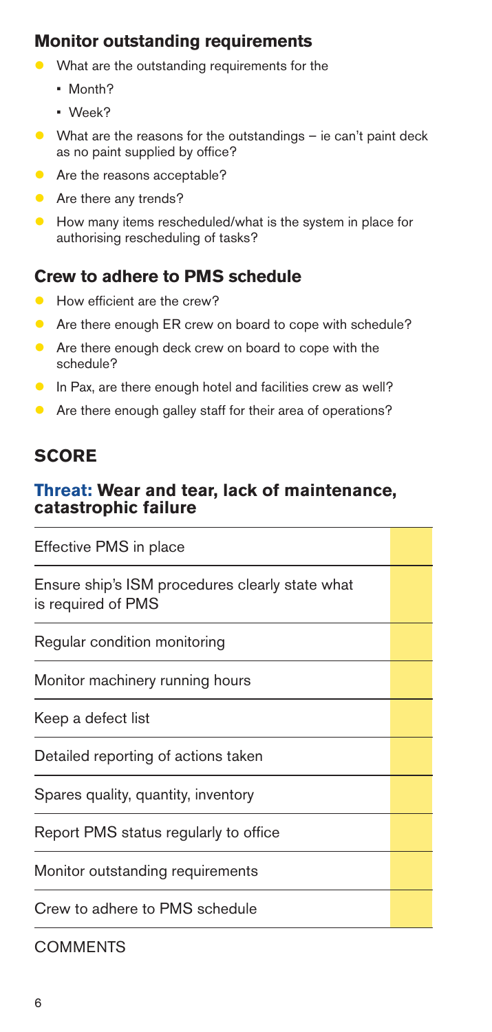## Monitor outstanding requirements

- What are the outstanding requirements for the
  - Month?
  - Week?
- What are the reasons for the outstandings – ie can't paint deck as no paint supplied by office?
- Are the reasons acceptable?
- Are there any trends?
- How many items rescheduled/what is the system in place for authorising rescheduling of tasks?

## Crew to adhere to PMS schedule

- How efficient are the crew?
- Are there enough ER crew on board to cope with schedule?
- Are there enough deck crew on board to cope with the schedule?
- In Pax, are there enough hotel and facilities crew as well?
- Are there enough galley staff for their area of operations?

# SCORE

### Threat: Wear and tear, lack of maintenance, catastrophic failure

| | |
|---|---|
| Effective PMS in place | |
| Ensure ship's ISM procedures clearly state what is required of PMS | |
| Regular condition monitoring | |
| Monitor machinery running hours | |
| Keep a defect list | |
| Detailed reporting of actions taken | |
| Spares quality, quantity, inventory | |
| Report PMS status regularly to office | |
| Monitor outstanding requirements | |
| Crew to adhere to PMS schedule | |

COMMENTS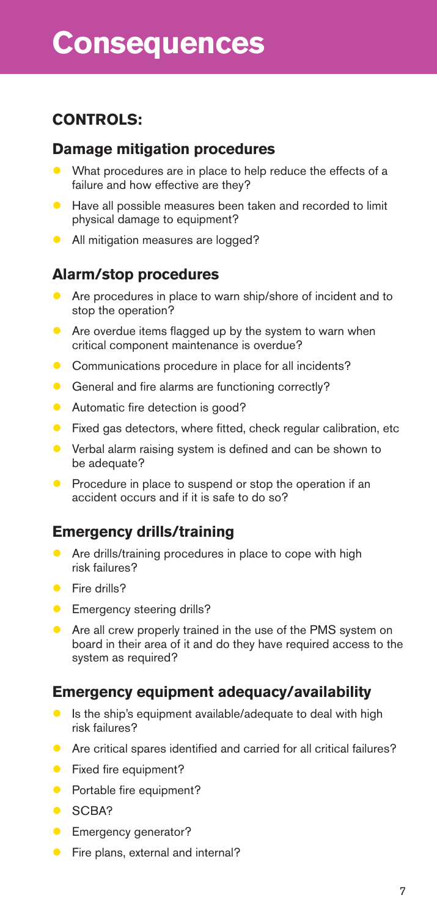# Consequences

## CONTROLS:

### Damage mitigation procedures

- What procedures are in place to help reduce the effects of a failure and how effective are they?
- Have all possible measures been taken and recorded to limit physical damage to equipment?
- All mitigation measures are logged?

### Alarm/stop procedures

- Are procedures in place to warn ship/shore of incident and to stop the operation?
- Are overdue items flagged up by the system to warn when critical component maintenance is overdue?
- Communications procedure in place for all incidents?
- General and fire alarms are functioning correctly?
- Automatic fire detection is good?
- Fixed gas detectors, where fitted, check regular calibration, etc
- Verbal alarm raising system is defined and can be shown to be adequate?
- Procedure in place to suspend or stop the operation if an accident occurs and if it is safe to do so?

### Emergency drills/training

- Are drills/training procedures in place to cope with high risk failures?
- Fire drills?
- Emergency steering drills?
- Are all crew properly trained in the use of the PMS system on board in their area of it and do they have required access to the system as required?

### Emergency equipment adequacy/availability

- Is the ship's equipment available/adequate to deal with high risk failures?
- Are critical spares identified and carried for all critical failures?
- Fixed fire equipment?
- Portable fire equipment?
- SCBA?
- Emergency generator?
- Fire plans, external and internal?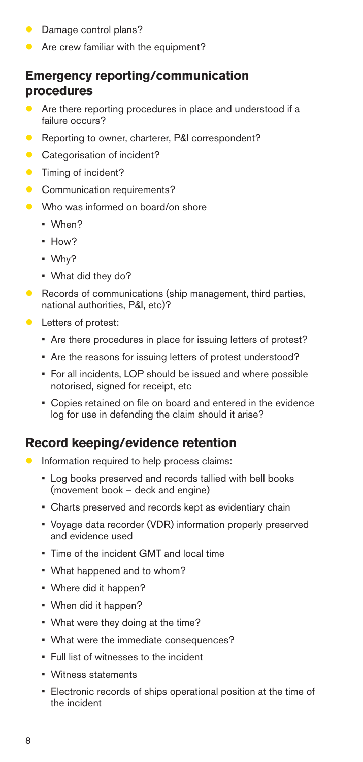- Damage control plans?
- Are crew familiar with the equipment?

## Emergency reporting/communication procedures

- Are there reporting procedures in place and understood if a failure occurs?
- Reporting to owner, charterer, P&I correspondent?
- Categorisation of incident?
- Timing of incident?
- Communication requirements?
- Who was informed on board/on shore
  - When?
  - How?
  - Why?
  - What did they do?
- Records of communications (ship management, third parties, national authorities, P&I, etc)?
- Letters of protest:
  - Are there procedures in place for issuing letters of protest?
  - Are the reasons for issuing letters of protest understood?
  - For all incidents, LOP should be issued and where possible notorised, signed for receipt, etc
  - Copies retained on file on board and entered in the evidence log for use in defending the claim should it arise?

## Record keeping/evidence retention

- Information required to help process claims:
  - Log books preserved and records tallied with bell books (movement book – deck and engine)
  - Charts preserved and records kept as evidentiary chain
  - Voyage data recorder (VDR) information properly preserved and evidence used
  - Time of the incident GMT and local time
  - What happened and to whom?
  - Where did it happen?
  - When did it happen?
  - What were they doing at the time?
  - What were the immediate consequences?
  - Full list of witnesses to the incident
  - Witness statements
  - Electronic records of ships operational position at the time of the incident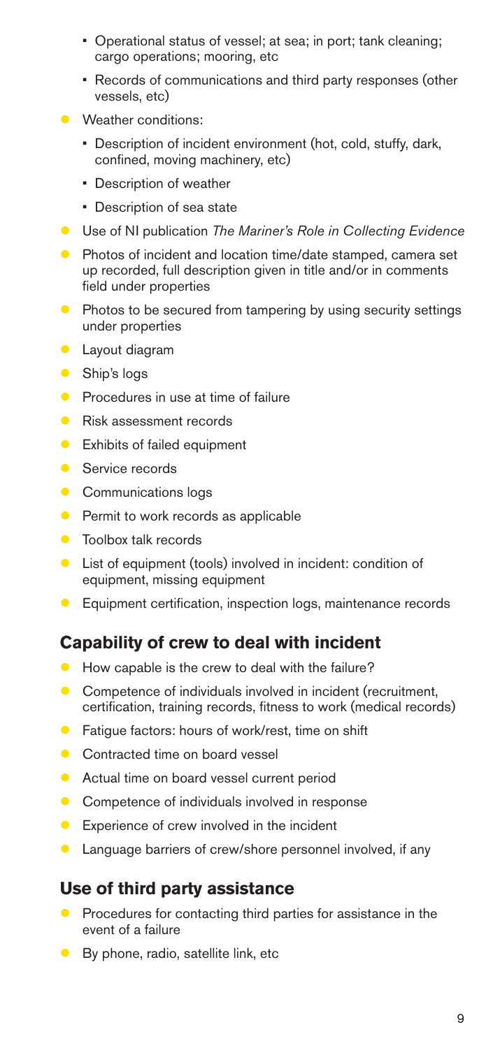- Operational status of vessel; at sea; in port; tank cleaning; cargo operations; mooring, etc
  - Records of communications and third party responses (other vessels, etc)
- Weather conditions:
  - Description of incident environment (hot, cold, stuffy, dark, confined, moving machinery, etc)
  - Description of weather
  - Description of sea state
- Use of NI publication *The Mariner's Role in Collecting Evidence*
- Photos of incident and location time/date stamped, camera set up recorded, full description given in title and/or in comments field under properties
- Photos to be secured from tampering by using security settings under properties
- Layout diagram
- Ship's logs
- Procedures in use at time of failure
- Risk assessment records
- Exhibits of failed equipment
- Service records
- Communications logs
- Permit to work records as applicable
- Toolbox talk records
- List of equipment (tools) involved in incident: condition of equipment, missing equipment
- Equipment certification, inspection logs, maintenance records

## Capability of crew to deal with incident

- How capable is the crew to deal with the failure?
- Competence of individuals involved in incident (recruitment, certification, training records, fitness to work (medical records)
- Fatigue factors: hours of work/rest, time on shift
- Contracted time on board vessel
- Actual time on board vessel current period
- Competence of individuals involved in response
- Experience of crew involved in the incident
- Language barriers of crew/shore personnel involved, if any

## Use of third party assistance

- Procedures for contacting third parties for assistance in the event of a failure
- By phone, radio, satellite link, etc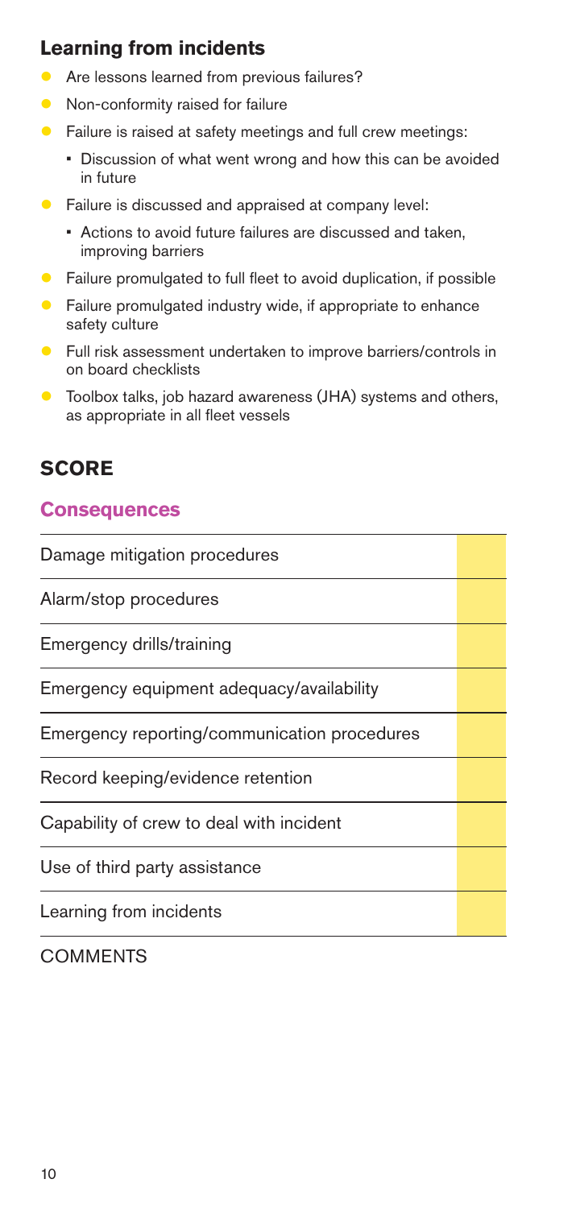## Learning from incidents

- Are lessons learned from previous failures?
- Non-conformity raised for failure
- Failure is raised at safety meetings and full crew meetings:
  - Discussion of what went wrong and how this can be avoided in future
- Failure is discussed and appraised at company level:
  - Actions to avoid future failures are discussed and taken, improving barriers
- Failure promulgated to full fleet to avoid duplication, if possible
- Failure promulgated industry wide, if appropriate to enhance safety culture
- Full risk assessment undertaken to improve barriers/controls in on board checklists
- Toolbox talks, job hazard awareness (JHA) systems and others, as appropriate in all fleet vessels

## SCORE

### Consequences

| | |
|---|---|
| Damage mitigation procedures | |
| Alarm/stop procedures | |
| Emergency drills/training | |
| Emergency equipment adequacy/availability | |
| Emergency reporting/communication procedures | |
| Record keeping/evidence retention | |
| Capability of crew to deal with incident | |
| Use of third party assistance | |
| Learning from incidents | |

COMMENTS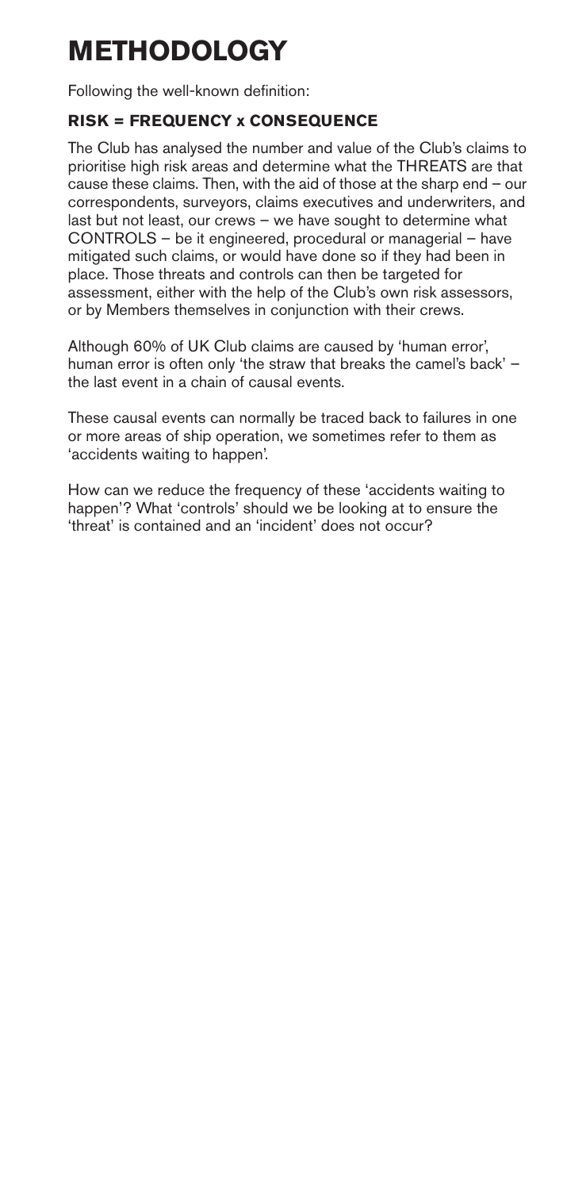# METHODOLOGY

Following the well-known definition:

### RISK = FREQUENCY x CONSEQUENCE

The Club has analysed the number and value of the Club's claims to prioritise high risk areas and determine what the THREATS are that cause these claims. Then, with the aid of those at the sharp end – our correspondents, surveyors, claims executives and underwriters, and last but not least, our crews – we have sought to determine what CONTROLS – be it engineered, procedural or managerial – have mitigated such claims, or would have done so if they had been in place. Those threats and controls can then be targeted for assessment, either with the help of the Club's own risk assessors, or by Members themselves in conjunction with their crews.

Although 60% of UK Club claims are caused by 'human error', human error is often only 'the straw that breaks the camel's back' – the last event in a chain of causal events.

These causal events can normally be traced back to failures in one or more areas of ship operation, we sometimes refer to them as 'accidents waiting to happen'.

How can we reduce the frequency of these 'accidents waiting to happen'? What 'controls' should we be looking at to ensure the 'threat' is contained and an 'incident' does not occur?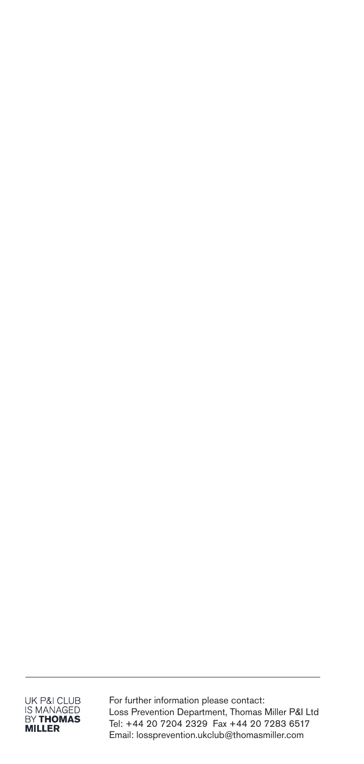UK P&I CLUB
IS MANAGED
BY **THOMAS**
**MILLER**

For further information please contact:
Loss Prevention Department, Thomas Miller P&I Ltd
Tel: +44 20 7204 2329 Fax +44 20 7283 6517
Email: lossprevention.ukclub@thomasmiller.com